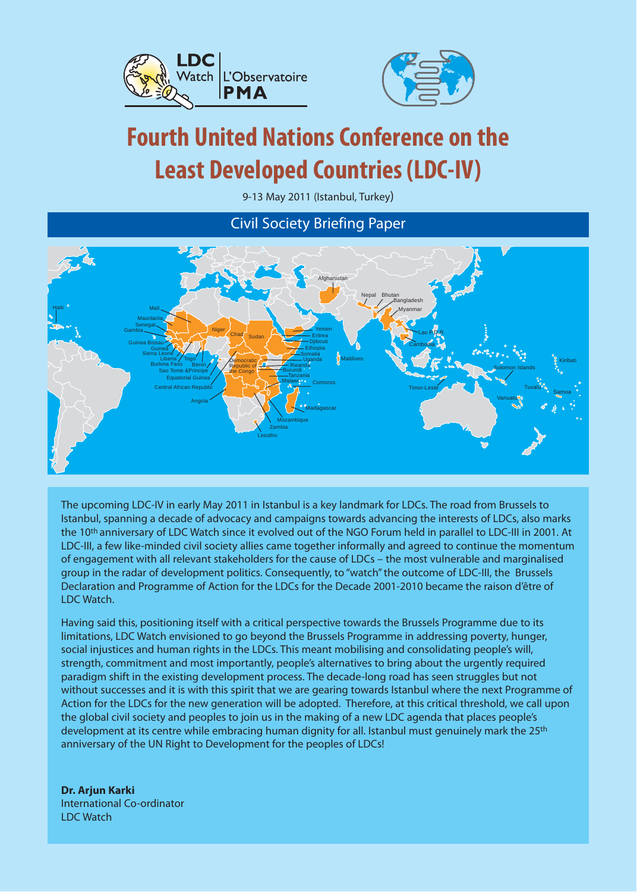LDC Watch | L'Observatoire PMA

# Fourth United Nations Conference on the Least Developed Countries (LDC-IV)

9-13 May 2011 (Istanbul, Turkey)

## Civil Society Briefing Paper

The upcoming LDC-IV in early May 2011 in Istanbul is a key landmark for LDCs. The road from Brussels to Istanbul, spanning a decade of advocacy and campaigns towards advancing the interests of LDCs, also marks the 10th anniversary of LDC Watch since it evolved out of the NGO Forum held in parallel to LDC-III in 2001. At LDC-III, a few like-minded civil society allies came together informally and agreed to continue the momentum of engagement with all relevant stakeholders for the cause of LDCs – the most vulnerable and marginalised group in the radar of development politics. Consequently, to "watch" the outcome of LDC-III, the Brussels Declaration and Programme of Action for the LDCs for the Decade 2001-2010 became the raison d'être of LDC Watch.

Having said this, positioning itself with a critical perspective towards the Brussels Programme due to its limitations, LDC Watch envisioned to go beyond the Brussels Programme in addressing poverty, hunger, social injustices and human rights in the LDCs. This meant mobilising and consolidating people's will, strength, commitment and most importantly, people's alternatives to bring about the urgently required paradigm shift in the existing development process. The decade-long road has seen struggles but not without successes and it is with this spirit that we are gearing towards Istanbul where the next Programme of Action for the LDCs for the new generation will be adopted. Therefore, at this critical threshold, we call upon the global civil society and peoples to join us in the making of a new LDC agenda that places people's development at its centre while embracing human dignity for all. Istanbul must genuinely mark the 25th anniversary of the UN Right to Development for the peoples of LDCs!

**Dr. Arjun Karki**
International Co-ordinator
LDC Watch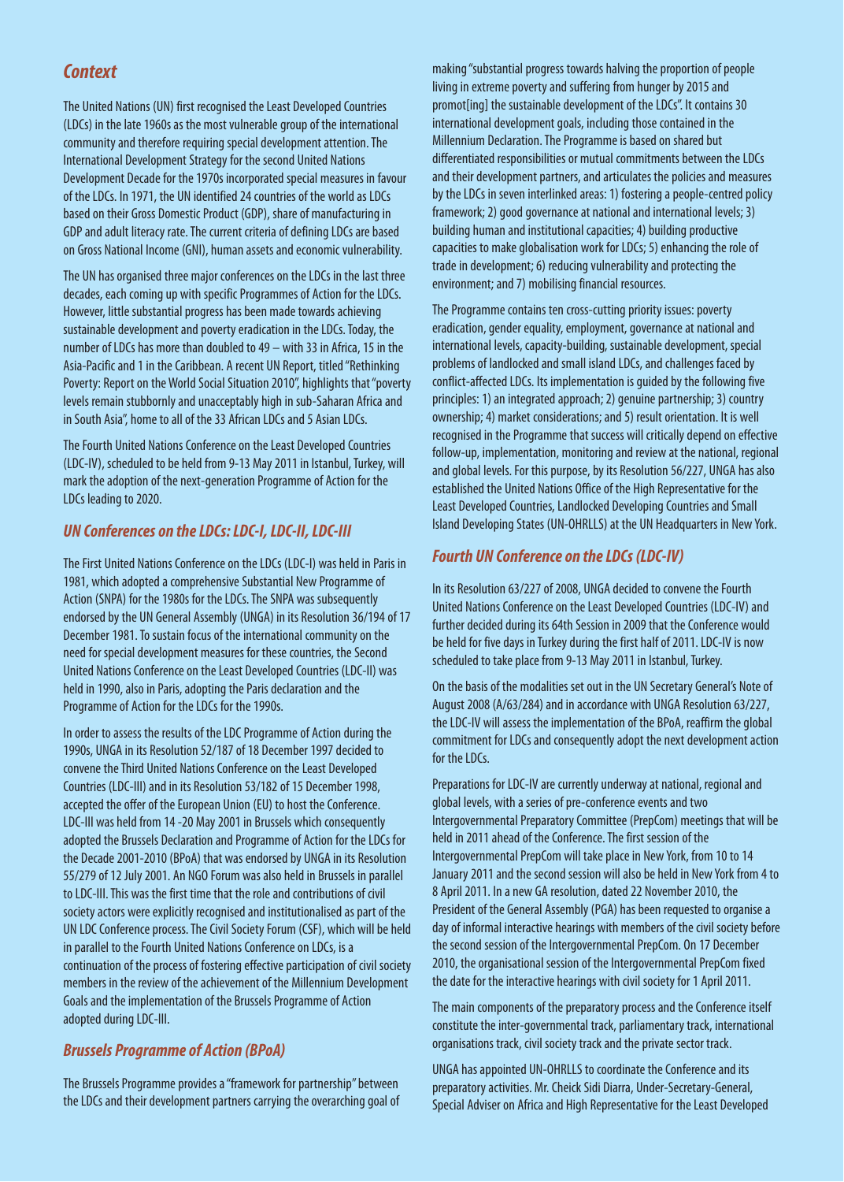## Context

The United Nations (UN) first recognised the Least Developed Countries (LDCs) in the late 1960s as the most vulnerable group of the international community and therefore requiring special development attention. The International Development Strategy for the second United Nations Development Decade for the 1970s incorporated special measures in favour of the LDCs. In 1971, the UN identified 24 countries of the world as LDCs based on their Gross Domestic Product (GDP), share of manufacturing in GDP and adult literacy rate. The current criteria of defining LDCs are based on Gross National Income (GNI), human assets and economic vulnerability.

The UN has organised three major conferences on the LDCs in the last three decades, each coming up with specific Programmes of Action for the LDCs. However, little substantial progress has been made towards achieving sustainable development and poverty eradication in the LDCs. Today, the number of LDCs has more than doubled to 49 – with 33 in Africa, 15 in the Asia-Pacific and 1 in the Caribbean. A recent UN Report, titled "Rethinking Poverty: Report on the World Social Situation 2010", highlights that "poverty levels remain stubbornly and unacceptably high in sub-Saharan Africa and in South Asia", home to all of the 33 African LDCs and 5 Asian LDCs.

The Fourth United Nations Conference on the Least Developed Countries (LDC-IV), scheduled to be held from 9-13 May 2011 in Istanbul, Turkey, will mark the adoption of the next-generation Programme of Action for the LDCs leading to 2020.

## UN Conferences on the LDCs: LDC-I, LDC-II, LDC-III

The First United Nations Conference on the LDCs (LDC-I) was held in Paris in 1981, which adopted a comprehensive Substantial New Programme of Action (SNPA) for the 1980s for the LDCs. The SNPA was subsequently endorsed by the UN General Assembly (UNGA) in its Resolution 36/194 of 17 December 1981. To sustain focus of the international community on the need for special development measures for these countries, the Second United Nations Conference on the Least Developed Countries (LDC-II) was held in 1990, also in Paris, adopting the Paris declaration and the Programme of Action for the LDCs for the 1990s.

In order to assess the results of the LDC Programme of Action during the 1990s, UNGA in its Resolution 52/187 of 18 December 1997 decided to convene the Third United Nations Conference on the Least Developed Countries (LDC-III) and in its Resolution 53/182 of 15 December 1998, accepted the offer of the European Union (EU) to host the Conference. LDC-III was held from 14 -20 May 2001 in Brussels which consequently adopted the Brussels Declaration and Programme of Action for the LDCs for the Decade 2001-2010 (BPoA) that was endorsed by UNGA in its Resolution 55/279 of 12 July 2001. An NGO Forum was also held in Brussels in parallel to LDC-III. This was the first time that the role and contributions of civil society actors were explicitly recognised and institutionalised as part of the UN LDC Conference process. The Civil Society Forum (CSF), which will be held in parallel to the Fourth United Nations Conference on LDCs, is a continuation of the process of fostering effective participation of civil society members in the review of the achievement of the Millennium Development Goals and the implementation of the Brussels Programme of Action adopted during LDC-III.

## Brussels Programme of Action (BPoA)

The Brussels Programme provides a "framework for partnership" between the LDCs and their development partners carrying the overarching goal of making "substantial progress towards halving the proportion of people living in extreme poverty and suffering from hunger by 2015 and promot[ing] the sustainable development of the LDCs". It contains 30 international development goals, including those contained in the Millennium Declaration. The Programme is based on shared but differentiated responsibilities or mutual commitments between the LDCs and their development partners, and articulates the policies and measures by the LDCs in seven interlinked areas: 1) fostering a people-centred policy framework; 2) good governance at national and international levels; 3) building human and institutional capacities; 4) building productive capacities to make globalisation work for LDCs; 5) enhancing the role of trade in development; 6) reducing vulnerability and protecting the environment; and 7) mobilising financial resources.

The Programme contains ten cross-cutting priority issues: poverty eradication, gender equality, employment, governance at national and international levels, capacity-building, sustainable development, special problems of landlocked and small island LDCs, and challenges faced by conflict-affected LDCs. Its implementation is guided by the following five principles: 1) an integrated approach; 2) genuine partnership; 3) country ownership; 4) market considerations; and 5) result orientation. It is well recognised in the Programme that success will critically depend on effective follow-up, implementation, monitoring and review at the national, regional and global levels. For this purpose, by its Resolution 56/227, UNGA has also established the United Nations Office of the High Representative for the Least Developed Countries, Landlocked Developing Countries and Small Island Developing States (UN-OHRLLS) at the UN Headquarters in New York.

## Fourth UN Conference on the LDCs (LDC-IV)

In its Resolution 63/227 of 2008, UNGA decided to convene the Fourth United Nations Conference on the Least Developed Countries (LDC-IV) and further decided during its 64th Session in 2009 that the Conference would be held for five days in Turkey during the first half of 2011. LDC-IV is now scheduled to take place from 9-13 May 2011 in Istanbul, Turkey.

On the basis of the modalities set out in the UN Secretary General's Note of August 2008 (A/63/284) and in accordance with UNGA Resolution 63/227, the LDC-IV will assess the implementation of the BPoA, reaffirm the global commitment for LDCs and consequently adopt the next development action for the LDCs.

Preparations for LDC-IV are currently underway at national, regional and global levels, with a series of pre-conference events and two Intergovernmental Preparatory Committee (PrepCom) meetings that will be held in 2011 ahead of the Conference. The first session of the Intergovernmental PrepCom will take place in New York, from 10 to 14 January 2011 and the second session will also be held in New York from 4 to 8 April 2011. In a new GA resolution, dated 22 November 2010, the President of the General Assembly (PGA) has been requested to organise a day of informal interactive hearings with members of the civil society before the second session of the Intergovernmental PrepCom. On 17 December 2010, the organisational session of the Intergovernmental PrepCom fixed the date for the interactive hearings with civil society for 1 April 2011.

The main components of the preparatory process and the Conference itself constitute the inter-governmental track, parliamentary track, international organisations track, civil society track and the private sector track.

UNGA has appointed UN-OHRLLS to coordinate the Conference and its preparatory activities. Mr. Cheick Sidi Diarra, Under-Secretary-General, Special Adviser on Africa and High Representative for the Least Developed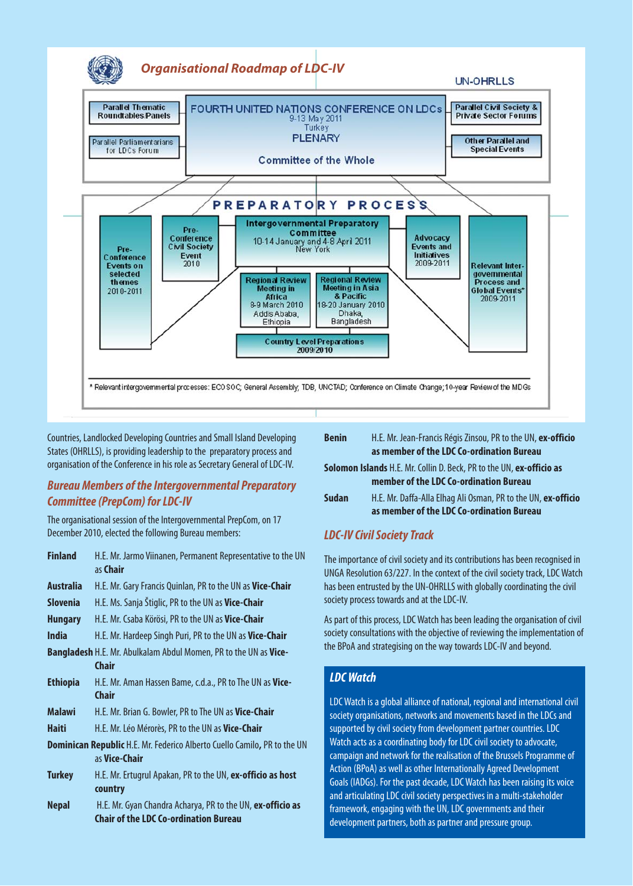## Organisational Roadmap of LDC-IV

UN-OHRLLS

Parallel Thematic Roundtables/Panels

Parallel Parliamentarians for LDCs Forum

FOURTH UNITED NATIONS CONFERENCE ON LDCs
9-13 May 2011
Turkey
PLENARY
Committee of the Whole

Parallel Civil Society & Private Sector Forums

Other Parallel and Special Events

PREPARATORY PROCESS

Pre-Conference Events on selected themes 2010-2011

Pre-Conference Civil Society Event 2010

Intergovernmental Preparatory Committee
10-14 January and 4-8 April 2011
New York

Advocacy Events and Initiatives 2009-2011

Relevant Inter-governmental Process and Global Events* 2009-2011

Regional Review Meeting in Africa
8-9 March 2010
Addis Ababa, Ethiopia

Regional Review Meeting in Asia & Pacific
18-20 January 2010
Dhaka, Bangladesh

Country Level Preparations 2009/2010

\* Relevant intergovernmental processes: ECOSOC; General Assembly; TDB, UNCTAD; Conference on Climate Change; 10-year Review of the MDGs

Countries, Landlocked Developing Countries and Small Island Developing States (OHRLLS), is providing leadership to the preparatory process and organisation of the Conference in his role as Secretary General of LDC-IV.

### *Bureau Members of the Intergovernmental Preparatory Committee (PrepCom) for LDC-IV*

The organisational session of the Intergovernmental PrepCom, on 17 December 2010, elected the following Bureau members:

| | |
|---|---|
| **Finland** | H.E. Mr. Jarmo Viinanen, Permanent Representative to the UN as **Chair** |
| **Australia** | H.E. Mr. Gary Francis Quinlan, PR to the UN as **Vice-Chair** |
| **Slovenia** | H.E. Ms. Sanja Štiglic, PR to the UN as **Vice-Chair** |
| **Hungary** | H.E. Mr. Csaba Körösi, PR to the UN as **Vice-Chair** |
| **India** | H.E. Mr. Hardeep Singh Puri, PR to the UN as **Vice-Chair** |
| **Bangladesh** | H.E. Mr. Abulkalam Abdul Momen, PR to the UN as **Vice-Chair** |
| **Ethiopia** | H.E. Mr. Aman Hassen Bame, c.d.a., PR to The UN as **Vice-Chair** |
| **Malawi** | H.E. Mr. Brian G. Bowler, PR to The UN as **Vice-Chair** |
| **Haiti** | H.E. Mr. Léo Mérorès, PR to the UN as **Vice-Chair** |
| **Dominican Republic** | H.E. Mr. Federico Alberto Cuello Camilo**,** PR to the UN as **Vice-Chair** |
| **Turkey** | H.E. Mr. Ertugrul Apakan, PR to the UN, **ex-officio as host country** |
| **Nepal** | H.E. Mr. Gyan Chandra Acharya, PR to the UN, **ex-officio as Chair of the LDC Co-ordination Bureau** |
| **Benin** | H.E. Mr. Jean-Francis Régis Zinsou, PR to the UN, **ex-officio as member of the LDC Co-ordination Bureau** |
| **Solomon Islands** | H.E. Mr. Collin D. Beck, PR to the UN, **ex-officio as member of the LDC Co-ordination Bureau** |
| **Sudan** | H.E. Mr. Daffa-Alla Elhag Ali Osman, PR to the UN, **ex-officio as member of the LDC Co-ordination Bureau** |

### *LDC-IV Civil Society Track*

The importance of civil society and its contributions has been recognised in UNGA Resolution 63/227. In the context of the civil society track, LDC Watch has been entrusted by the UN-OHRLLS with globally coordinating the civil society process towards and at the LDC-IV.

As part of this process, LDC Watch has been leading the organisation of civil society consultations with the objective of reviewing the implementation of the BPoA and strategising on the way towards LDC-IV and beyond.

### *LDC Watch*

LDC Watch is a global alliance of national, regional and international civil society organisations, networks and movements based in the LDCs and supported by civil society from development partner countries. LDC Watch acts as a coordinating body for LDC civil society to advocate, campaign and network for the realisation of the Brussels Programme of Action (BPoA) as well as other Internationally Agreed Development Goals (IADGs). For the past decade, LDC Watch has been raising its voice and articulating LDC civil society perspectives in a multi-stakeholder framework, engaging with the UN, LDC governments and their development partners, both as partner and pressure group.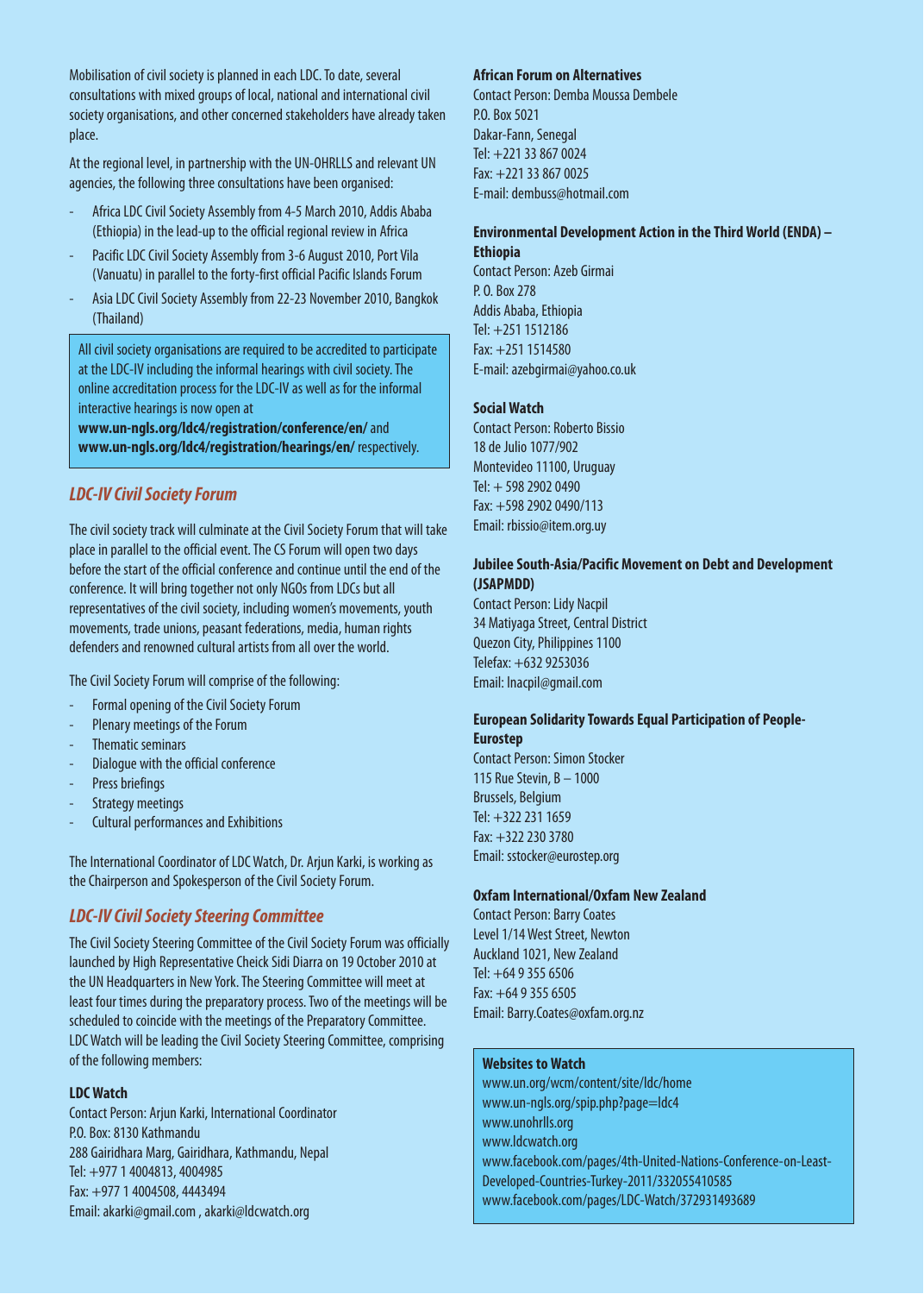Mobilisation of civil society is planned in each LDC. To date, several consultations with mixed groups of local, national and international civil society organisations, and other concerned stakeholders have already taken place.

At the regional level, in partnership with the UN-OHRLLS and relevant UN agencies, the following three consultations have been organised:

- Africa LDC Civil Society Assembly from 4-5 March 2010, Addis Ababa (Ethiopia) in the lead-up to the official regional review in Africa
- Pacific LDC Civil Society Assembly from 3-6 August 2010, Port Vila (Vanuatu) in parallel to the forty-first official Pacific Islands Forum
- Asia LDC Civil Society Assembly from 22-23 November 2010, Bangkok (Thailand)

All civil society organisations are required to be accredited to participate at the LDC-IV including the informal hearings with civil society. The online accreditation process for the LDC-IV as well as for the informal interactive hearings is now open at **www.un-ngls.org/ldc4/registration/conference/en/** and **www.un-ngls.org/ldc4/registration/hearings/en/** respectively.

## *LDC-IV Civil Society Forum*

The civil society track will culminate at the Civil Society Forum that will take place in parallel to the official event. The CS Forum will open two days before the start of the official conference and continue until the end of the conference. It will bring together not only NGOs from LDCs but all representatives of the civil society, including women's movements, youth movements, trade unions, peasant federations, media, human rights defenders and renowned cultural artists from all over the world.

The Civil Society Forum will comprise of the following:

- Formal opening of the Civil Society Forum
- Plenary meetings of the Forum
- Thematic seminars
- Dialogue with the official conference
- Press briefings
- Strategy meetings
- Cultural performances and Exhibitions

The International Coordinator of LDC Watch, Dr. Arjun Karki, is working as the Chairperson and Spokesperson of the Civil Society Forum.

## *LDC-IV Civil Society Steering Committee*

The Civil Society Steering Committee of the Civil Society Forum was officially launched by High Representative Cheick Sidi Diarra on 19 October 2010 at the UN Headquarters in New York. The Steering Committee will meet at least four times during the preparatory process. Two of the meetings will be scheduled to coincide with the meetings of the Preparatory Committee. LDC Watch will be leading the Civil Society Steering Committee, comprising of the following members:

**LDC Watch**
Contact Person: Arjun Karki, International Coordinator
P.O. Box: 8130 Kathmandu
288 Gairidhara Marg, Gairidhara, Kathmandu, Nepal
Tel: +977 1 4004813, 4004985
Fax: +977 1 4004508, 4443494
Email: akarki@gmail.com , akarki@ldcwatch.org

**African Forum on Alternatives**
Contact Person: Demba Moussa Dembele
P.O. Box 5021
Dakar-Fann, Senegal
Tel: +221 33 867 0024
Fax: +221 33 867 0025
E-mail: dembuss@hotmail.com

**Environmental Development Action in the Third World (ENDA) – Ethiopia**
Contact Person: Azeb Girmai
P. O. Box 278
Addis Ababa, Ethiopia
Tel: +251 1512186
Fax: +251 1514580
E-mail: azebgirmai@yahoo.co.uk

**Social Watch**
Contact Person: Roberto Bissio
18 de Julio 1077/902
Montevideo 11100, Uruguay
Tel: + 598 2902 0490
Fax: +598 2902 0490/113
Email: rbissio@item.org.uy

**Jubilee South-Asia/Pacific Movement on Debt and Development (JSAPMDD)**
Contact Person: Lidy Nacpil
34 Matiyaga Street, Central District
Quezon City, Philippines 1100
Telefax: +632 9253036
Email: lnacpil@gmail.com

**European Solidarity Towards Equal Participation of People-Eurostep**
Contact Person: Simon Stocker
115 Rue Stevin, B – 1000
Brussels, Belgium
Tel: +322 231 1659
Fax: +322 230 3780
Email: sstocker@eurostep.org

**Oxfam International/Oxfam New Zealand**
Contact Person: Barry Coates
Level 1/14 West Street, Newton
Auckland 1021, New Zealand
Tel: +64 9 355 6506
Fax: +64 9 355 6505
Email: Barry.Coates@oxfam.org.nz

**Websites to Watch**
www.un.org/wcm/content/site/ldc/home
www.un-ngls.org/spip.php?page=ldc4
www.unohrlls.org
www.ldcwatch.org
www.facebook.com/pages/4th-United-Nations-Conference-on-Least-Developed-Countries-Turkey-2011/332055410585
www.facebook.com/pages/LDC-Watch/372931493689